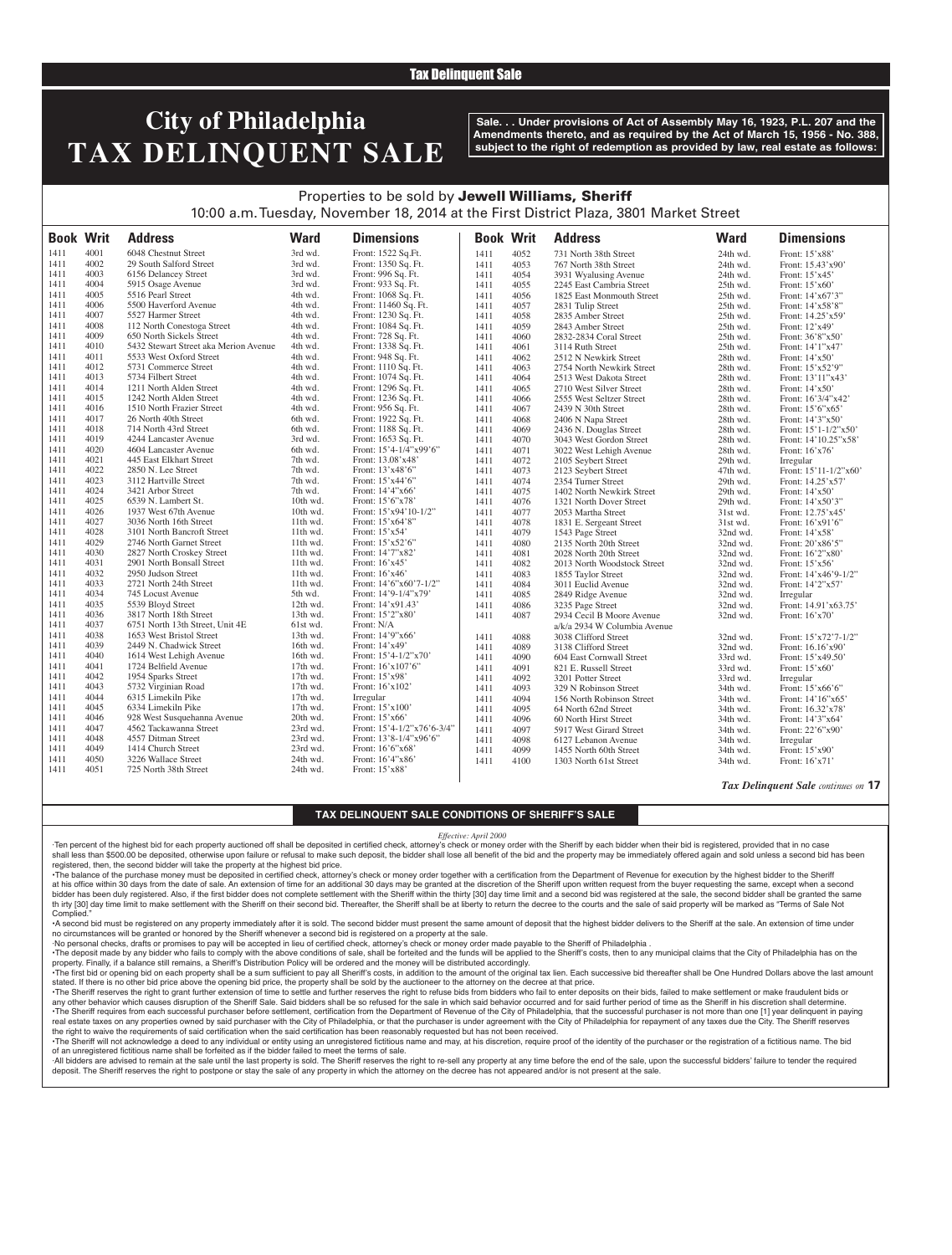Tax Delinquent Sale

# City of Philadelphia TAX DELINQUENT SALE

**Sale. . . Under provisions of Act of Assembly May 16, 1923, P.L. 207 and the Amendments thereto, and as required by the Act of March 15, 1956 - No. 388, subject to the right of redemption as provided by law, real estate as follows:**

Properties to be sold by **Jewell Williams, Sheriff**

10:00 a.m. Tuesday, November 18, 2014 at the First District Plaza, 3801 Market Street

| Book | Writ | Address | Ward | Dimensions |
|---|---|---|---|---|
| 1411 | 4001 | 6048 Chestnut Street | 3rd wd. | Front: 1522 Sq.Ft. |
| 1411 | 4002 | 29 South Salford Street | 3rd wd. | Front: 1350 Sq. Ft. |
| 1411 | 4003 | 6156 Delancey Street | 3rd wd. | Front: 996 Sq. Ft. |
| 1411 | 4004 | 5915 Osage Avenue | 3rd wd. | Front: 933 Sq. Ft. |
| 1411 | 4005 | 5516 Pearl Street | 4th wd. | Front: 1068 Sq. Ft. |
| 1411 | 4006 | 5500 Haverford Avenue | 4th wd. | Front: 11460 Sq. Ft. |
| 1411 | 4007 | 5527 Harmer Street | 4th wd. | Front: 1230 Sq. Ft. |
| 1411 | 4008 | 112 North Conestoga Street | 4th wd. | Front: 1084 Sq. Ft. |
| 1411 | 4009 | 650 North Sickels Street | 4th wd. | Front: 728 Sq. Ft. |
| 1411 | 4010 | 5432 Stewart Street aka Merion Avenue | 4th wd. | Front: 1338 Sq. Ft. |
| 1411 | 4011 | 5533 West Oxford Street | 4th wd. | Front: 948 Sq. Ft. |
| 1411 | 4012 | 5731 Commerce Street | 4th wd. | Front: 1110 Sq. Ft. |
| 1411 | 4013 | 5734 Filbert Street | 4th wd. | Front: 1074 Sq. Ft. |
| 1411 | 4014 | 1211 North Alden Street | 4th wd. | Front: 1296 Sq. Ft. |
| 1411 | 4015 | 1242 North Alden Street | 4th wd. | Front: 1236 Sq. Ft. |
| 1411 | 4016 | 1510 North Frazier Street | 4th wd. | Front: 956 Sq. Ft. |
| 1411 | 4017 | 26 North 40th Street | 6th wd. | Front: 1922 Sq. Ft. |
| 1411 | 4018 | 714 North 43rd Street | 6th wd. | Front: 1188 Sq. Ft. |
| 1411 | 4019 | 4244 Lancaster Avenue | 3rd wd. | Front: 1653 Sq. Ft. |
| 1411 | 4020 | 4604 Lancaster Avenue | 6th wd. | Front: 15'4-1/4"x99'6" |
| 1411 | 4021 | 445 East Elkhart Street | 7th wd. | Front: 13.08'x48' |
| 1411 | 4022 | 2850 N. Lee Street | 7th wd. | Front: 13'x48'6" |
| 1411 | 4023 | 3112 Hartville Street | 7th wd. | Front: 15'x44'6" |
| 1411 | 4024 | 3421 Arbor Street | 7th wd. | Front: 14'4"x66' |
| 1411 | 4025 | 6539 N. Lambert St. | 10th wd. | Front: 15'6"x78' |
| 1411 | 4026 | 1937 West 67th Avenue | 10th wd. | Front: 15'x94'10-1/2" |
| 1411 | 4027 | 3036 North 16th Street | 11th wd. | Front: 15'x64'8" |
| 1411 | 4028 | 3101 North Bancroft Street | 11th wd. | Front: 15'x54' |
| 1411 | 4029 | 2746 North Garnet Street | 11th wd. | Front: 15'x52'6" |
| 1411 | 4030 | 2827 North Croskey Street | 11th wd. | Front: 14'7"x82' |
| 1411 | 4031 | 2901 North Bonsall Street | 11th wd. | Front: 16'x45' |
| 1411 | 4032 | 2950 Judson Street | 11th wd. | Front: 16'x46' |
| 1411 | 4033 | 2721 North 24th Street | 11th wd. | Front: 14'6"x60'7-1/2" |
| 1411 | 4034 | 745 Locust Avenue | 5th wd. | Front: 14'9-1/4"x79' |
| 1411 | 4035 | 5539 Bloyd Street | 12th wd. | Front: 14'x91.43' |
| 1411 | 4036 | 3817 North 18th Street | 13th wd. | Front: 15'2"x80' |
| 1411 | 4037 | 6751 North 13th Street, Unit 4E | 61st wd. | Front: N/A |
| 1411 | 4038 | 1653 West Bristol Street | 13th wd. | Front: 14'9"x66' |
| 1411 | 4039 | 2449 N. Chadwick Street | 16th wd. | Front: 14'x49' |
| 1411 | 4040 | 1614 West Lehigh Avenue | 16th wd. | Front: 15'4-1/2"x70' |
| 1411 | 4041 | 1724 Belfield Avenue | 17th wd. | Front: 16'x107'6" |
| 1411 | 4042 | 1954 Sparks Street | 17th wd. | Front: 15'x98' |
| 1411 | 4043 | 5732 Virginian Road | 17th wd. | Front: 16'x102' |
| 1411 | 4044 | 6315 Limekiln Pike | 17th wd. | Irregular |
| 1411 | 4045 | 6334 Limekiln Pike | 17th wd. | Front: 15'x100' |
| 1411 | 4046 | 928 West Susquehanna Avenue | 20th wd. | Front: 15'x66' |
| 1411 | 4047 | 4562 Tackawanna Street | 23rd wd. | Front: 15'4-1/2"x76'6-3/4" |
| 1411 | 4048 | 4557 Ditman Street | 23rd wd. | Front: 13'8-1/4"x96'6" |
| 1411 | 4049 | 1414 Church Street | 23rd wd. | Front: 16'6"x68' |
| 1411 | 4050 | 3226 Wallace Street | 24th wd. | Front: 16'4"x86' |
| 1411 | 4051 | 725 North 38th Street | 24th wd. | Front: 15'x88' |
| 1411 | 4052 | 731 North 38th Street | 24th wd. | Front: 15'x88' |
| 1411 | 4053 | 767 North 38th Street | 24th wd. | Front: 15.43'x90' |
| 1411 | 4054 | 3931 Wyalusing Avenue | 24th wd. | Front: 15'x45' |
| 1411 | 4055 | 2245 East Cambria Street | 25th wd. | Front: 15'x60' |
| 1411 | 4056 | 1825 East Monmouth Street | 25th wd. | Front: 14'x67'3" |
| 1411 | 4057 | 2831 Tulip Street | 25th wd. | Front: 14'x58'8" |
| 1411 | 4058 | 2835 Amber Street | 25th wd. | Front: 14.25'x59' |
| 1411 | 4059 | 2843 Amber Street | 25th wd. | Front: 12'x49' |
| 1411 | 4060 | 2832-2834 Coral Street | 25th wd. | Front: 36'8"x50' |
| 1411 | 4061 | 3114 Ruth Street | 25th wd. | Front: 14'1"x47' |
| 1411 | 4062 | 2512 N Newkirk Street | 28th wd. | Front: 14'x50' |
| 1411 | 4063 | 2754 North Newkirk Street | 28th wd. | Front: 15'x52'9" |
| 1411 | 4064 | 2513 West Dakota Street | 28th wd. | Front: 13'11"x43' |
| 1411 | 4065 | 2710 West Silver Street | 28th wd. | Front: 14'x50' |
| 1411 | 4066 | 2555 West Seltzer Street | 28th wd. | Front: 16'3/4"x42' |
| 1411 | 4067 | 2439 N 30th Street | 28th wd. | Front: 15'6"x65' |
| 1411 | 4068 | 2406 N Napa Street | 28th wd. | Front: 14'3"x50' |
| 1411 | 4069 | 2436 N. Douglas Street | 28th wd. | Front: 15'1-1/2"x50' |
| 1411 | 4070 | 3043 West Gordon Street | 28th wd. | Front: 14'10.25"x58' |
| 1411 | 4071 | 3022 West Lehigh Avenue | 28th wd. | Front: 16'x76' |
| 1411 | 4072 | 2105 Seybert Street | 29th wd. | Irregular |
| 1411 | 4073 | 2123 Seybert Street | 47th wd. | Front: 15'11-1/2"x60' |
| 1411 | 4074 | 2354 Turner Street | 29th wd. | Front: 14.25'x57' |
| 1411 | 4075 | 1402 North Newkirk Street | 29th wd. | Front: 14'x50' |
| 1411 | 4076 | 1321 North Dover Street | 29th wd. | Front: 14'x50'3" |
| 1411 | 4077 | 2053 Martha Street | 31st wd. | Front: 12.75'x45' |
| 1411 | 4078 | 1831 E. Sergeant Street | 31st wd. | Front: 16'x91'6" |
| 1411 | 4079 | 1543 Page Street | 32nd wd. | Front: 14'x58' |
| 1411 | 4080 | 2135 North 20th Street | 32nd wd. | Front: 20'x86'5" |
| 1411 | 4081 | 2028 North 20th Street | 32nd wd. | Front: 16'2"x80' |
| 1411 | 4082 | 2013 North Woodstock Street | 32nd wd. | Front: 15'x56' |
| 1411 | 4083 | 1855 Taylor Street | 32nd wd. | Front: 14'x46'9-1/2" |
| 1411 | 4084 | 3011 Euclid Avenue | 32nd wd. | Front: 14'2"x57' |
| 1411 | 4085 | 2849 Ridge Avenue | 32nd wd. | Irregular |
| 1411 | 4086 | 3235 Page Street | 32nd wd. | Front: 14.91'x63.75' |
| 1411 | 4087 | 2934 Cecil B Moore Avenue a/k/a 2934 W Columbia Avenue | 32nd wd. | Front: 16'x70' |
| 1411 | 4088 | 3038 Clifford Street | 32nd wd. | Front: 15'x72'7-1/2" |
| 1411 | 4089 | 3138 Clifford Street | 32nd wd. | Front: 16.16'x90' |
| 1411 | 4090 | 604 East Cornwall Street | 33rd wd. | Front: 15'x49.50' |
| 1411 | 4091 | 821 E. Russell Street | 33rd wd. | Front: 15'x60' |
| 1411 | 4092 | 3201 Potter Street | 33rd wd. | Irregular |
| 1411 | 4093 | 329 N Robinson Street | 34th wd. | Front: 15'x66'6" |
| 1411 | 4094 | 156 North Robinson Street | 34th wd. | Front: 14'16"x65' |
| 1411 | 4095 | 64 North 62nd Street | 34th wd. | Front: 16.32'x78' |
| 1411 | 4096 | 60 North Hirst Street | 34th wd. | Front: 14'3"x64' |
| 1411 | 4097 | 5917 West Girard Street | 34th wd. | Front: 22'6"x90' |
| 1411 | 4098 | 6127 Lebanon Avenue | 34th wd. | Irregular |
| 1411 | 4099 | 1455 North 60th Street | 34th wd. | Front: 15'x90' |
| 1411 | 4100 | 1303 North 61st Street | 34th wd. | Front: 16'x71' |

*Tax Delinquent Sale continues on* **17**

## TAX DELINQUENT SALE CONDITIONS OF SHERIFF'S SALE

*Effective: April 2000*

·Ten percent of the highest bid for each property auctioned off shall be deposited in certified check, attorney's check or money order with the Sheriff by each bidder when their bid is registered, provided that in no case shall less than $500.00 be deposited, otherwise upon failure or refusal to make such deposit, the bidder shall lose all benefit of the bid and the property may be immediately offered again and sold unless a second bid has been registered, then, the second bidder will take the property at the highest bid price.

•The balance of the purchase money must be deposited in certified check, attorney's check or money order together with a certification from the Department of Revenue for execution by the highest bidder to the Sheriff at his office within 30 days from the date of sale. An extension of time for an additional 30 days may be granted at the discretion of the Sheriff upon written request from the buyer requesting the same, except when a second bidder has been duly registered. Also, if the first bidder does not complete settlement with the Sheriff within the thirty [30] day time limit and a second bid was registered at the sale, the second bidder shall be granted the same th irty [30] day time limit to make settlement with the Sheriff on their second bid. Thereafter, the Sheriff shall be at liberty to return the decree to the courts and the sale of said property will be marked as "Terms of Sale Not Complied."

•A second bid must be registered on any property immediately after it is sold. The second bidder must present the same amount of deposit that the highest bidder delivers to the Sheriff at the sale. An extension of time under no circumstances will be granted or honored by the Sheriff whenever a second bid is registered on a property at the sale.

·No personal checks, drafts or promises to pay will be accepted in lieu of certified check, attorney's check or money order made payable to the Sheriff of Philadelphia .

•The deposit made by any bidder who fails to comply with the above conditions of sale, shall be forteited and the funds will be applied to the Sheriff's costs, then to any municipal claims that the City of Philadelphia has on the property. Finally, if a balance still remains, a Sheriff's Distribution Policy will be ordered and the money will be distributed accordingly.

•The first bid or opening bid on each property shall be a sum sufficient to pay all Sheriff's costs, in addition to the amount of the original tax lien. Each successive bid thereafter shall be One Hundred Dollars above the last amount stated. If there is no other bid price above the opening bid price, the property shall be sold by the auctioneer to the attorney on the decree at that price.

•The Sheriff reserves the right to grant further extension of time to settle and further reserves the right to refuse bids from bidders who fail to enter deposits on their bids, failed to make settlement or make fraudulent bids or any other behavior which causes disruption of the Sheriff Sale. Said bidders shall be so refused for the sale in which said behavior occurred and for said further period of time as the Sheriff in his discretion shall determine.

•The Sheriff requires from each successful purchaser before settlement, certification from the Department of Revenue of the City of Philadelphia, that the successful purchaser is not more than one [1] year delinquent in paying real estate taxes on any properties owned by said purchaser with the City of Philadelphia, or that the purchaser is under agreement with the City of Philadelphia for repayment of any taxes due the City. The Sheriff reserves the right to waive the requirements of said certification when the said certification has been reasonably requested but has not been received.

•The Sheriff will not acknowledge a deed to any individual or entity using an unregistered fictitious name and may, at his discretion, require proof of the identity of the purchaser or the registration of a fictitious name. The bid of an unregistered fictitious name shall be forfeited as if the bidder failed to meet the terms of sale.

·All bidders are advised to remain at the sale until the last property is sold. The Sheriff reserves the right to re-sell any property at any time before the end of the sale, upon the successful bidders' failure to tender the required deposit. The Sheriff reserves the right to postpone or stay the sale of any property in which the attorney on the decree has not appeared and/or is not present at the sale.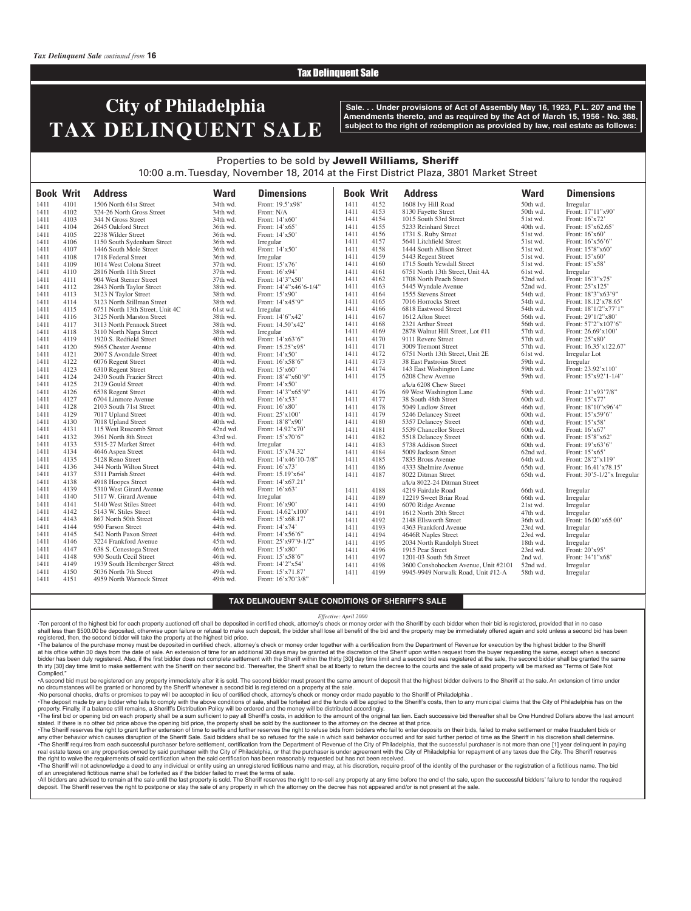*Tax Delinquent Sale continued from* **16**

**Tax Delinquent Sale**

# City of Philadelphia TAX DELINQUENT SALE

**Sale. . . Under provisions of Act of Assembly May 16, 1923, P.L. 207 and the Amendments thereto, and as required by the Act of March 15, 1956 - No. 388, subject to the right of redemption as provided by law, real estate as follows:**

Properties to be sold by **Jewell Williams, Sheriff**

10:00 a.m. Tuesday, November 18, 2014 at the First District Plaza, 3801 Market Street

| Book | Writ | Address | Ward | Dimensions |
|---|---|---|---|---|
| 1411 | 4101 | 1506 North 61st Street | 34th wd. | Front: 19.5'x98' |
| 1411 | 4102 | 324-26 North Gross Street | 34th wd. | Front: N/A |
| 1411 | 4103 | 344 N Gross Street | 34th wd. | Front: 14'x60' |
| 1411 | 4104 | 2645 Oakford Street | 36th wd. | Front: 14'x65' |
| 1411 | 4105 | 2238 Wilder Street | 36th wd. | Front: 14'x50' |
| 1411 | 4106 | 1150 South Sydenham Street | 36th wd. | Irregular |
| 1411 | 4107 | 1446 South Mole Street | 36th wd. | Front: 14'x50' |
| 1411 | 4108 | 1718 Federal Street | 36th wd. | Irregular |
| 1411 | 4109 | 1014 West Colona Street | 37th wd. | Front: 15'x76' |
| 1411 | 4110 | 2816 North 11th Street | 37th wd. | Front: 16'x94' |
| 1411 | 4111 | 904 West Sterner Street | 37th wd. | Front: 14'3"x50' |
| 1411 | 4112 | 2843 North Taylor Street | 38th wd. | Front: 14'4"x46'6-1/4" |
| 1411 | 4113 | 3123 N Taylor Street | 38th wd. | Front: 15'x90' |
| 1411 | 4114 | 3123 North Stillman Street | 38th wd. | Front: 14'x45'9" |
| 1411 | 4115 | 6751 North 13th Street, Unit 4C | 61st wd. | Irregular |
| 1411 | 4116 | 3125 North Marston Street | 38th wd. | Front: 14'6"x42' |
| 1411 | 4117 | 3113 North Pennock Street | 38th wd. | Front: 14.50'x42' |
| 1411 | 4118 | 3110 North Napa Street | 38th wd. | Irregular |
| 1411 | 4119 | 1920 S. Redfield Street | 40th wd. | Front: 14'x63'6" |
| 1411 | 4120 | 5965 Chester Avenue | 40th wd. | Front: 15.25'x95' |
| 1411 | 4121 | 2007 S Avondale Street | 40th wd. | Front: 14'x50' |
| 1411 | 4122 | 6076 Regent Street | 40th wd. | Front: 16'x58'6" |
| 1411 | 4123 | 6310 Regent Street | 40th wd. | Front: 15'x60' |
| 1411 | 4124 | 2430 South Frazier Street | 40th wd. | Front: 18'4"x60'9" |
| 1411 | 4125 | 2129 Gould Street | 40th wd. | Front: 14'x50' |
| 1411 | 4126 | 6538 Regent Street | 40th wd. | Front: 14'3"x65'9" |
| 1411 | 4127 | 6704 Linmore Avenue | 40th wd. | Front: 16'x53' |
| 1411 | 4128 | 2103 South 71st Street | 40th wd. | Front: 16'x80' |
| 1411 | 4129 | 7017 Upland Street | 40th wd. | Front: 25'x100' |
| 1411 | 4130 | 7018 Upland Street | 40th wd. | Front: 18'8"x90' |
| 1411 | 4131 | 115 West Ruscomb Street | 42nd wd. | Front: 14.92'x70' |
| 1411 | 4132 | 3961 North 8th Street | 43rd wd. | Front: 15'x70'6" |
| 1411 | 4133 | 5315-27 Market Street | 44th wd. | Irregular |
| 1411 | 4134 | 4646 Aspen Street | 44th wd. | Front: 15'x74.32' |
| 1411 | 4135 | 5128 Reno Street | 44th wd. | Front: 14'x46'10-7/8" |
| 1411 | 4136 | 344 North Wilton Street | 44th wd. | Front: 16'x73' |
| 1411 | 4137 | 5311 Parrish Street | 44th wd. | Front: 15.19'x64' |
| 1411 | 4138 | 4918 Hoopes Street | 44th wd. | Front: 14'x67.21' |
| 1411 | 4139 | 5310 West Girard Avenue | 44th wd. | Front: 16'x63' |
| 1411 | 4140 | 5117 W. Girard Avenue | 44th wd. | Irregular |
| 1411 | 4141 | 5140 West Stiles Street | 44th wd. | Front: 16'x90' |
| 1411 | 4142 | 5143 W. Stiles Street | 44th wd. | Front: 14.62'x100' |
| 1411 | 4143 | 867 North 50th Street | 44th wd. | Front: 15'x68.17' |
| 1411 | 4144 | 950 Farson Street | 44th wd. | Front: 14'x74' |
| 1411 | 4145 | 542 North Paxon Street | 44th wd. | Front: 14'x56'6" |
| 1411 | 4146 | 3224 Frankford Avenue | 45th wd. | Front: 25'x97'9-1/2" |
| 1411 | 4147 | 638 S. Conestoga Street | 46th wd. | Front: 15'x80' |
| 1411 | 4148 | 930 South Cecil Street | 46th wd. | Front: 15'x58'6" |
| 1411 | 4149 | 1939 South Hemberger Street | 48th wd. | Front: 14'2"x54' |
| 1411 | 4150 | 5036 North 7th Street | 49th wd. | Front: 15'x71.87' |
| 1411 | 4151 | 4959 North Warnock Street | 49th wd. | Front: 16'x70'3/8" |
| 1411 | 4152 | 1608 Ivy Hill Road | 50th wd. | Irregular |
| 1411 | 4153 | 8130 Fayette Street | 50th wd. | Front: 17'11"x90' |
| 1411 | 4154 | 1015 South 53rd Street | 51st wd. | Front: 16'x72' |
| 1411 | 4155 | 5233 Reinhard Street | 40th wd. | Front: 15'x62.65' |
| 1411 | 4156 | 1731 S. Ruby Street | 51st wd. | Front: 16'x60' |
| 1411 | 4157 | 5641 Litchfield Street | 51st wd. | Front: 16'x56'6" |
| 1411 | 4158 | 1444 South Allison Street | 51st wd. | Front: 15'8"x60' |
| 1411 | 4159 | 5443 Regent Street | 51st wd. | Front: 15'x60' |
| 1411 | 4160 | 1715 South Yewdall Street | 51st wd. | Front: 15'x58' |
| 1411 | 4161 | 6751 North 13th Street, Unit 4A | 61st wd. | Irregular |
| 1411 | 4162 | 1708 North Peach Street | 52nd wd. | Front: 16'3"x75' |
| 1411 | 4163 | 5445 Wyndale Avenue | 52nd wd. | Front: 25'x125' |
| 1411 | 4164 | 1555 Stevens Street | 54th wd. | Front: 18'3"x63'9" |
| 1411 | 4165 | 7016 Horrocks Street | 54th wd. | Front: 18.12'x78.65' |
| 1411 | 4166 | 6818 Eastwood Street | 54th wd. | Front: 18'1/2"x77'1" |
| 1411 | 4167 | 1612 Afton Street | 56th wd. | Front: 29'1/2"x80' |
| 1411 | 4168 | 2321 Arthur Street | 56th wd. | Front: 57'2"x107'6" |
| 1411 | 4169 | 2878 Walnut Hill Street, Lot #11 | 57th wd. | Front: 26.69'x100' |
| 1411 | 4170 | 9111 Revere Street | 57th wd. | Front: 25'x80' |
| 1411 | 4171 | 3009 Tremont Street | 57th wd. | Front: 16.35'x122.67' |
| 1411 | 4172 | 6751 North 13th Street, Unit 2E | 61st wd. | Irregular Lot |
| 1411 | 4173 | 38 East Pastroius Street | 59th wd. | Irregular |
| 1411 | 4174 | 143 East Washington Lane | 59th wd. | Front: 23.92'x110' |
| 1411 | 4175 | 6208 Chew Avenue a/k/a 6208 Chew Street | 59th wd. | Front: 15'x92'1-1/4" |
| 1411 | 4176 | 69 West Washington Lane | 59th wd. | Front: 21'x93'7/8" |
| 1411 | 4177 | 38 South 48th Street | 60th wd. | Front: 15'x77' |
| 1411 | 4178 | 5049 Ludlow Street | 46th wd. | Front: 18'10"x96'4" |
| 1411 | 4179 | 5246 Delancey Street | 60th wd. | Front: 15'x59'6" |
| 1411 | 4180 | 5357 Delancey Street | 60th wd. | Front: 15'x58' |
| 1411 | 4181 | 5539 Chancellor Street | 60th wd. | Front: 16'x67' |
| 1411 | 4182 | 5518 Delancey Street | 60th wd. | Front: 15'8"x62' |
| 1411 | 4183 | 5738 Addison Street | 60th wd. | Front: 19'x63'6" |
| 1411 | 4184 | 5009 Jackson Street | 62nd wd. | Front: 15'x65' |
| 1411 | 4185 | 7835 Brous Avenue | 64th wd. | Front: 28'2"x119' |
| 1411 | 4186 | 4333 Shelmire Avenue | 65th wd. | Front: 16.41'x78.15' |
| 1411 | 4187 | 8022 Ditman Street a/k/a 8022-24 Ditman Street | 65th wd. | Front: 30'5-1/2"x Irregular |
| 1411 | 4188 | 4219 Fairdale Road | 66th wd. | Irregular |
| 1411 | 4189 | 12219 Sweet Briar Road | 66th wd. | Irregular |
| 1411 | 4190 | 6070 Ridge Avenue | 21st wd. | Irregular |
| 1411 | 4191 | 1612 North 20th Street | 47th wd. | Irregular |
| 1411 | 4192 | 2148 Ellsworth Street | 36th wd. | Front: 16.00'x65.00' |
| 1411 | 4193 | 4363 Frankford Avenue | 23rd wd. | Irregular |
| 1411 | 4194 | 4646R Naples Street | 23rd wd. | Irregular |
| 1411 | 4195 | 2034 North Randolph Street | 18th wd. | Irregular |
| 1411 | 4196 | 1915 Pear Street | 23rd wd. | Front: 20'x95' |
| 1411 | 4197 | 1201-03 South 5th Street | 2nd wd. | Front: 34'1"x68' |
| 1411 | 4198 | 3600 Conshohocken Avenue, Unit #2101 | 52nd wd. | Irregular |
| 1411 | 4199 | 9945-9949 Norwalk Road, Unit #12-A | 58th wd. | Irregular |

## TAX DELINQUENT SALE CONDITIONS OF SHERIFF'S SALE

*Effective: April 2000*

·Ten percent of the highest bid for each property auctioned off shall be deposited in certified check, attorney's check or money order with the Sheriff by each bidder when their bid is registered, provided that in no case shall less than $500.00 be deposited, otherwise upon failure or refusal to make such deposit, the bidder shall lose all benefit of the bid and the property may be immediately offered again and sold unless a second bid has been registered, then, the second bidder will take the property at the highest bid price.

•The balance of the purchase money must be deposited in certified check, attorney's check or money order together with a certification from the Department of Revenue for execution by the highest bidder to the Sheriff at his office within 30 days from the date of sale. An extension of time for an additional 30 days may be granted at the discretion of the Sheriff upon written request from the buyer requesting the same, except when a second bidder has been duly registered. Also, if the first bidder does not complete settlement with the Sheriff within the thirty [30] day time limit and a second bid was registered at the sale, the second bidder shall be granted the same th irty [30] day time limit to make settlement with the Sheriff on their second bid. Thereafter, the Sheriff shall be at liberty to return the decree to the courts and the sale of said property will be marked as "Terms of Sale Not Complied."

•A second bid must be registered on any property immediately after it is sold. The second bidder must present the same amount of deposit that the highest bidder delivers to the Sheriff at the sale. An extension of time under no circumstances will be granted or honored by the Sheriff whenever a second bid is registered on a property at the sale.

·No personal checks, drafts or promises to pay will be accepted in lieu of certified check, attorney's check or money order made payable to the Sheriff of Philadelphia .

•The deposit made by any bidder who fails to comply with the above conditions of sale, shall be forteited and the funds will be applied to the Sheriff's costs, then to any municipal claims that the City of Philadelphia has on the property. Finally, if a balance still remains, a Sheriff's Distribution Policy will be ordered and the money will be distributed accordingly.

•The first bid or opening bid on each property shall be a sum sufficient to pay all Sheriff's costs, in addition to the amount of the original tax lien. Each successive bid thereafter shall be One Hundred Dollars above the last amount stated. If there is no other bid price above the opening bid price, the property shall be sold by the auctioneer to the attorney on the decree at that price.

•The Sheriff reserves the right to grant further extension of time to settle and further reserves the right to refuse bids from bidders who fail to enter deposits on their bids, failed to make settlement or make fraudulent bids or any other behavior which causes disruption of the Sheriff Sale. Said bidders shall be so refused for the sale in which said behavior occurred and for said further period of time as the Sheriff in his discretion shall determine.

•The Sheriff requires from each successful purchaser before settlement, certification from the Department of Revenue of the City of Philadelphia, that the successful purchaser is not more than one [1] year delinquent in paying real estate taxes on any properties owned by said purchaser with the City of Philadelphia, or that the purchaser is under agreement with the City of Philadelphia for repayment of any taxes due the City. The Sheriff reserves the right to waive the requirements of said certification when the said certification has been reasonably requested but has not been received.

•The Sheriff will not acknowledge a deed to any individual or entity using an unregistered fictitious name and may, at his discretion, require proof of the identity of the purchaser or the registration of a fictitious name. The bid of an unregistered fictitious name shall be forfeited as if the bidder failed to meet the terms of sale.

·All bidders are advised to remain at the sale until the last property is sold. The Sheriff reserves the right to re-sell any property at any time before the end of the sale, upon the successful bidders' failure to tender the required deposit. The Sheriff reserves the right to postpone or stay the sale of any property in which the attorney on the decree has not appeared and/or is not present at the sale.